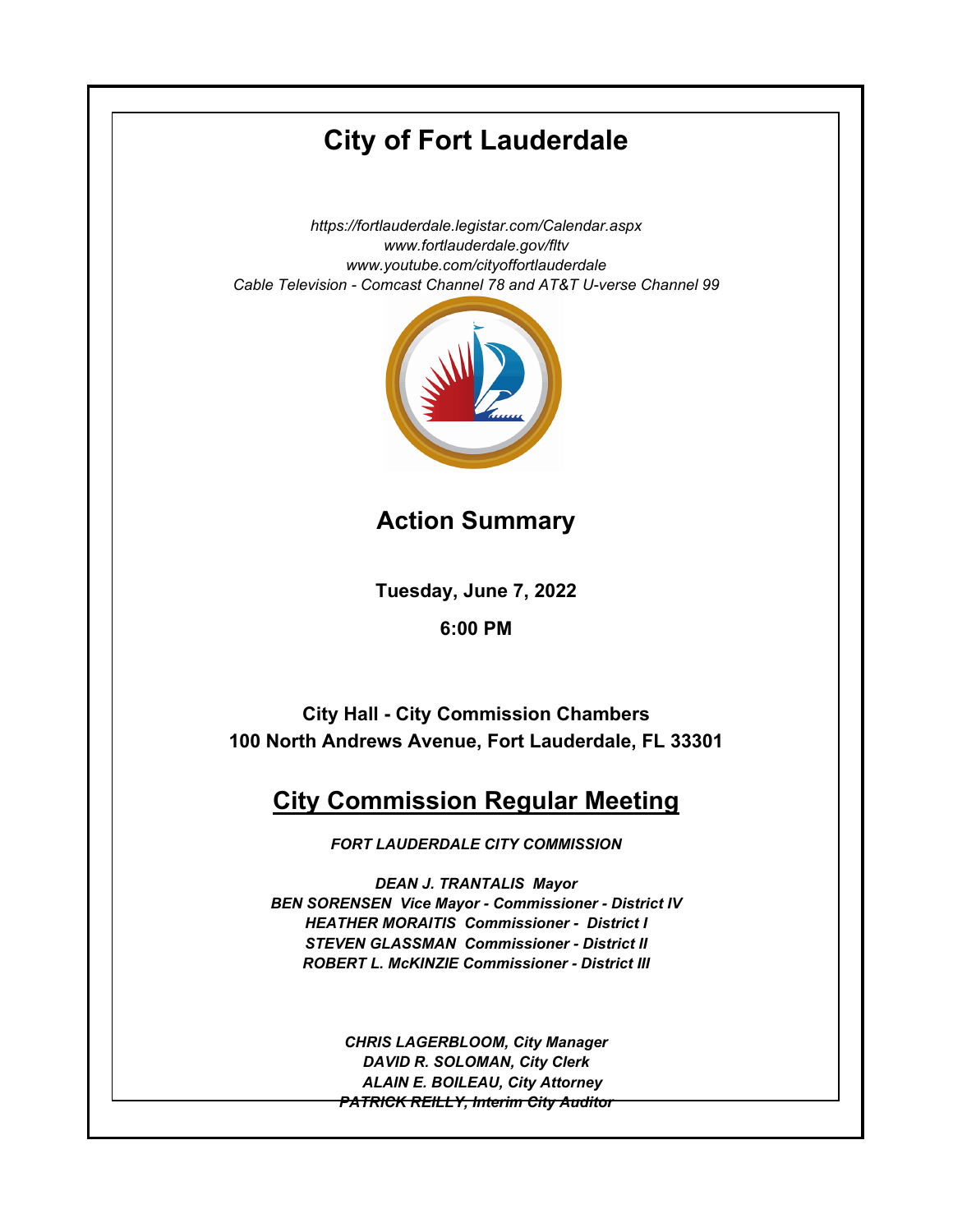# City of Fort Lauderdale

*https://fortlauderdale.legistar.com/Calendar.aspx*
*www.fortlauderdale.gov/fltv*
*www.youtube.com/cityoffortlauderdale*
*Cable Television - Comcast Channel 78 and AT&T U-verse Channel 99*

## Action Summary

**Tuesday, June 7, 2022**

**6:00 PM**

**City Hall - City Commission Chambers**
**100 North Andrews Avenue, Fort Lauderdale, FL 33301**

## City Commission Regular Meeting

***FORT LAUDERDALE CITY COMMISSION***

***DEAN J. TRANTALIS Mayor***
***BEN SORENSEN Vice Mayor - Commissioner - District IV***
***HEATHER MORAITIS Commissioner - District I***
***STEVEN GLASSMAN Commissioner - District II***
***ROBERT L. McKINZIE Commissioner - District III***

***CHRIS LAGERBLOOM, City Manager***
***DAVID R. SOLOMAN, City Clerk***
***ALAIN E. BOILEAU, City Attorney***
***PATRICK REILLY, Interim City Auditor***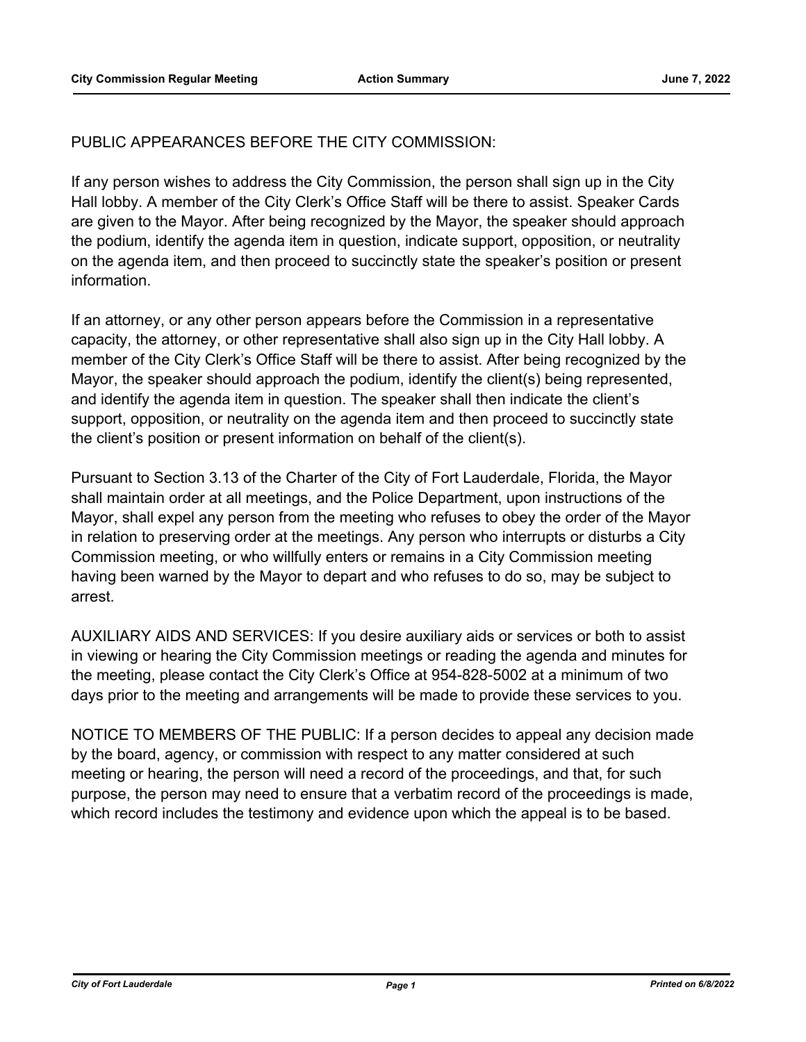PUBLIC APPEARANCES BEFORE THE CITY COMMISSION:

If any person wishes to address the City Commission, the person shall sign up in the City Hall lobby. A member of the City Clerk's Office Staff will be there to assist. Speaker Cards are given to the Mayor. After being recognized by the Mayor, the speaker should approach the podium, identify the agenda item in question, indicate support, opposition, or neutrality on the agenda item, and then proceed to succinctly state the speaker's position or present information.

If an attorney, or any other person appears before the Commission in a representative capacity, the attorney, or other representative shall also sign up in the City Hall lobby. A member of the City Clerk's Office Staff will be there to assist. After being recognized by the Mayor, the speaker should approach the podium, identify the client(s) being represented, and identify the agenda item in question. The speaker shall then indicate the client's support, opposition, or neutrality on the agenda item and then proceed to succinctly state the client's position or present information on behalf of the client(s).

Pursuant to Section 3.13 of the Charter of the City of Fort Lauderdale, Florida, the Mayor shall maintain order at all meetings, and the Police Department, upon instructions of the Mayor, shall expel any person from the meeting who refuses to obey the order of the Mayor in relation to preserving order at the meetings. Any person who interrupts or disturbs a City Commission meeting, or who willfully enters or remains in a City Commission meeting having been warned by the Mayor to depart and who refuses to do so, may be subject to arrest.

AUXILIARY AIDS AND SERVICES: If you desire auxiliary aids or services or both to assist in viewing or hearing the City Commission meetings or reading the agenda and minutes for the meeting, please contact the City Clerk's Office at 954-828-5002 at a minimum of two days prior to the meeting and arrangements will be made to provide these services to you.

NOTICE TO MEMBERS OF THE PUBLIC: If a person decides to appeal any decision made by the board, agency, or commission with respect to any matter considered at such meeting or hearing, the person will need a record of the proceedings, and that, for such purpose, the person may need to ensure that a verbatim record of the proceedings is made, which record includes the testimony and evidence upon which the appeal is to be based.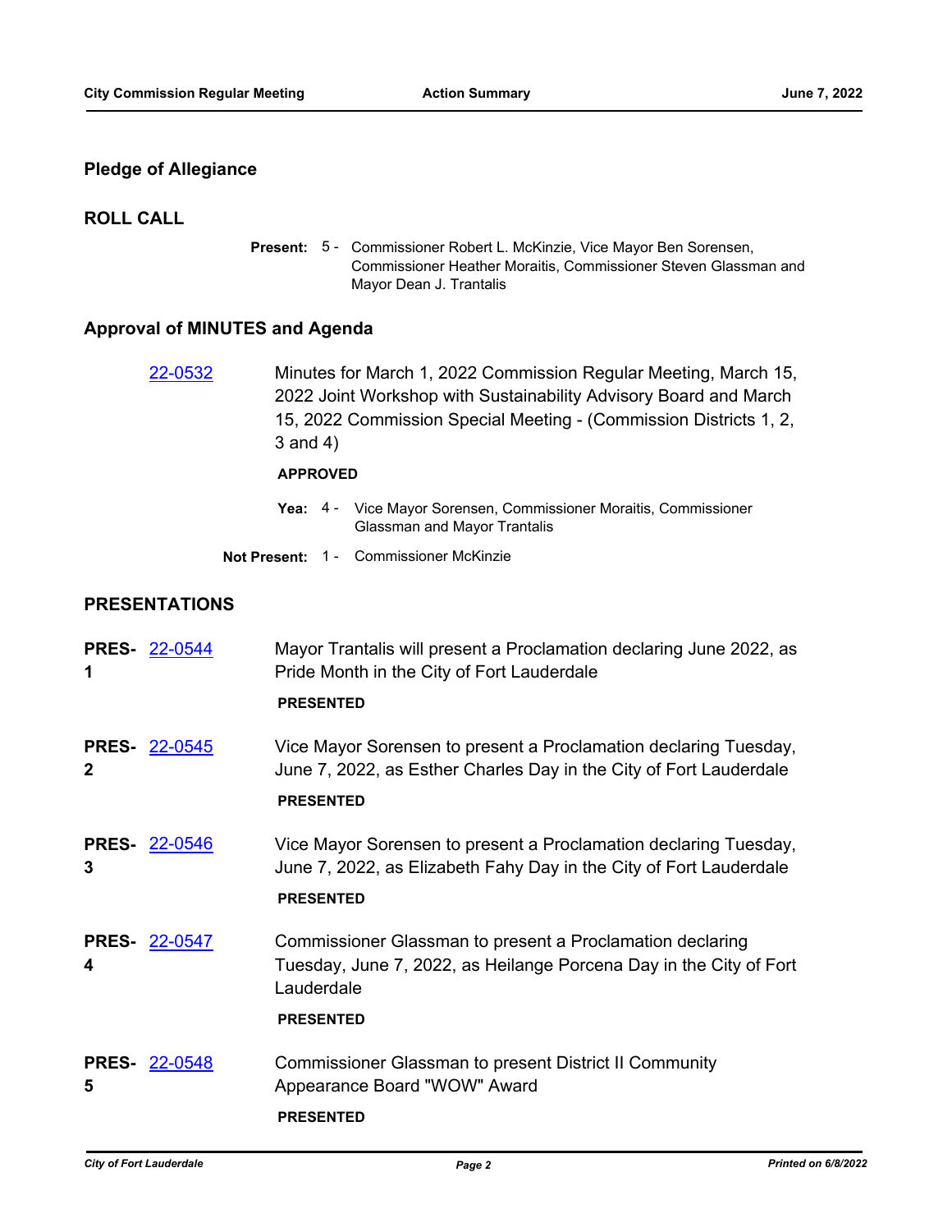## Pledge of Allegiance

## ROLL CALL

**Present:** 5 - Commissioner Robert L. McKinzie, Vice Mayor Ben Sorensen, Commissioner Heather Moraitis, Commissioner Steven Glassman and Mayor Dean J. Trantalis

## Approval of MINUTES and Agenda

22-0532 Minutes for March 1, 2022 Commission Regular Meeting, March 15, 2022 Joint Workshop with Sustainability Advisory Board and March 15, 2022 Commission Special Meeting - (Commission Districts 1, 2, 3 and 4)

**APPROVED**

**Yea:** 4 - Vice Mayor Sorensen, Commissioner Moraitis, Commissioner Glassman and Mayor Trantalis

**Not Present:** 1 - Commissioner McKinzie

## PRESENTATIONS

**PRES-1** 22-0544 Mayor Trantalis will present a Proclamation declaring June 2022, as Pride Month in the City of Fort Lauderdale

**PRESENTED**

**PRES-2** 22-0545 Vice Mayor Sorensen to present a Proclamation declaring Tuesday, June 7, 2022, as Esther Charles Day in the City of Fort Lauderdale

**PRESENTED**

**PRES-3** 22-0546 Vice Mayor Sorensen to present a Proclamation declaring Tuesday, June 7, 2022, as Elizabeth Fahy Day in the City of Fort Lauderdale

**PRESENTED**

**PRES-4** 22-0547 Commissioner Glassman to present a Proclamation declaring Tuesday, June 7, 2022, as Heilange Porcena Day in the City of Fort Lauderdale

**PRESENTED**

**PRES-5** 22-0548 Commissioner Glassman to present District II Community Appearance Board "WOW" Award

**PRESENTED**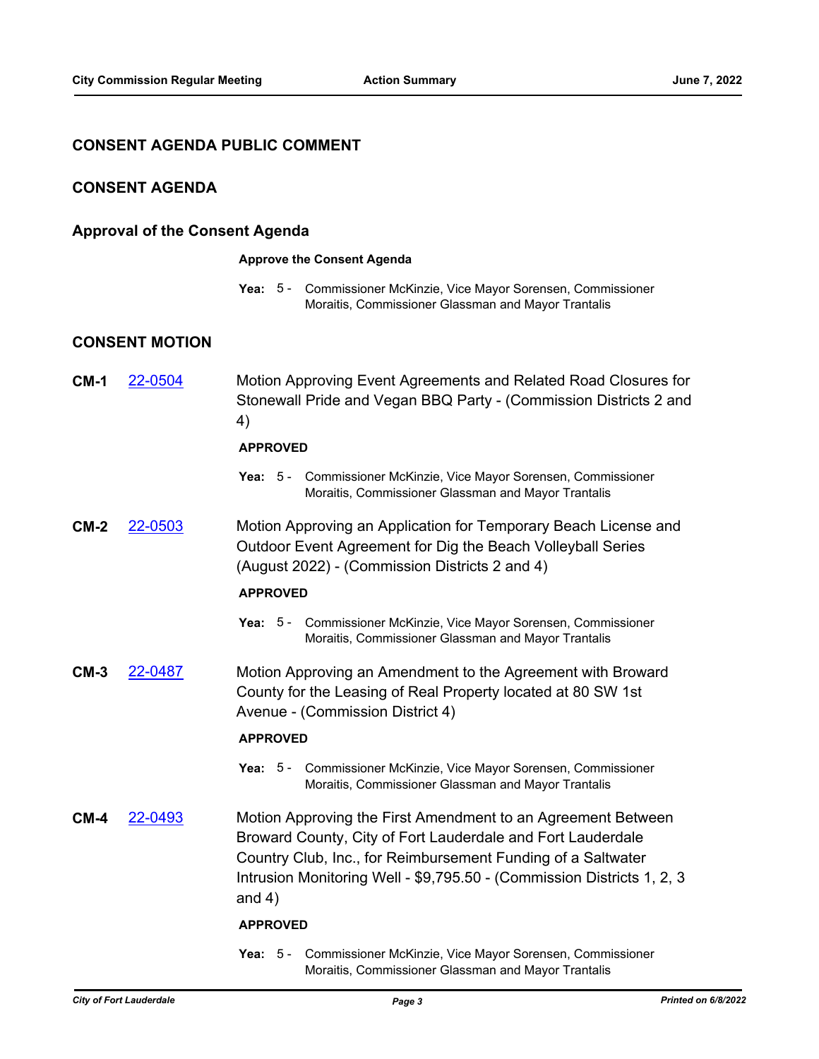## CONSENT AGENDA PUBLIC COMMENT

## CONSENT AGENDA

### Approval of the Consent Agenda

**Approve the Consent Agenda**

**Yea:** 5 - Commissioner McKinzie, Vice Mayor Sorensen, Commissioner Moraitis, Commissioner Glassman and Mayor Trantalis

## CONSENT MOTION

**CM-1** 22-0504 Motion Approving Event Agreements and Related Road Closures for Stonewall Pride and Vegan BBQ Party - (Commission Districts 2 and 4)

**APPROVED**

**Yea:** 5 - Commissioner McKinzie, Vice Mayor Sorensen, Commissioner Moraitis, Commissioner Glassman and Mayor Trantalis

**CM-2** 22-0503 Motion Approving an Application for Temporary Beach License and Outdoor Event Agreement for Dig the Beach Volleyball Series (August 2022) - (Commission Districts 2 and 4)

**APPROVED**

**Yea:** 5 - Commissioner McKinzie, Vice Mayor Sorensen, Commissioner Moraitis, Commissioner Glassman and Mayor Trantalis

**CM-3** 22-0487 Motion Approving an Amendment to the Agreement with Broward County for the Leasing of Real Property located at 80 SW 1st Avenue - (Commission District 4)

**APPROVED**

**Yea:** 5 - Commissioner McKinzie, Vice Mayor Sorensen, Commissioner Moraitis, Commissioner Glassman and Mayor Trantalis

**CM-4** 22-0493 Motion Approving the First Amendment to an Agreement Between Broward County, City of Fort Lauderdale and Fort Lauderdale Country Club, Inc., for Reimbursement Funding of a Saltwater Intrusion Monitoring Well - $9,795.50 - (Commission Districts 1, 2, 3 and 4)

**APPROVED**

**Yea:** 5 - Commissioner McKinzie, Vice Mayor Sorensen, Commissioner Moraitis, Commissioner Glassman and Mayor Trantalis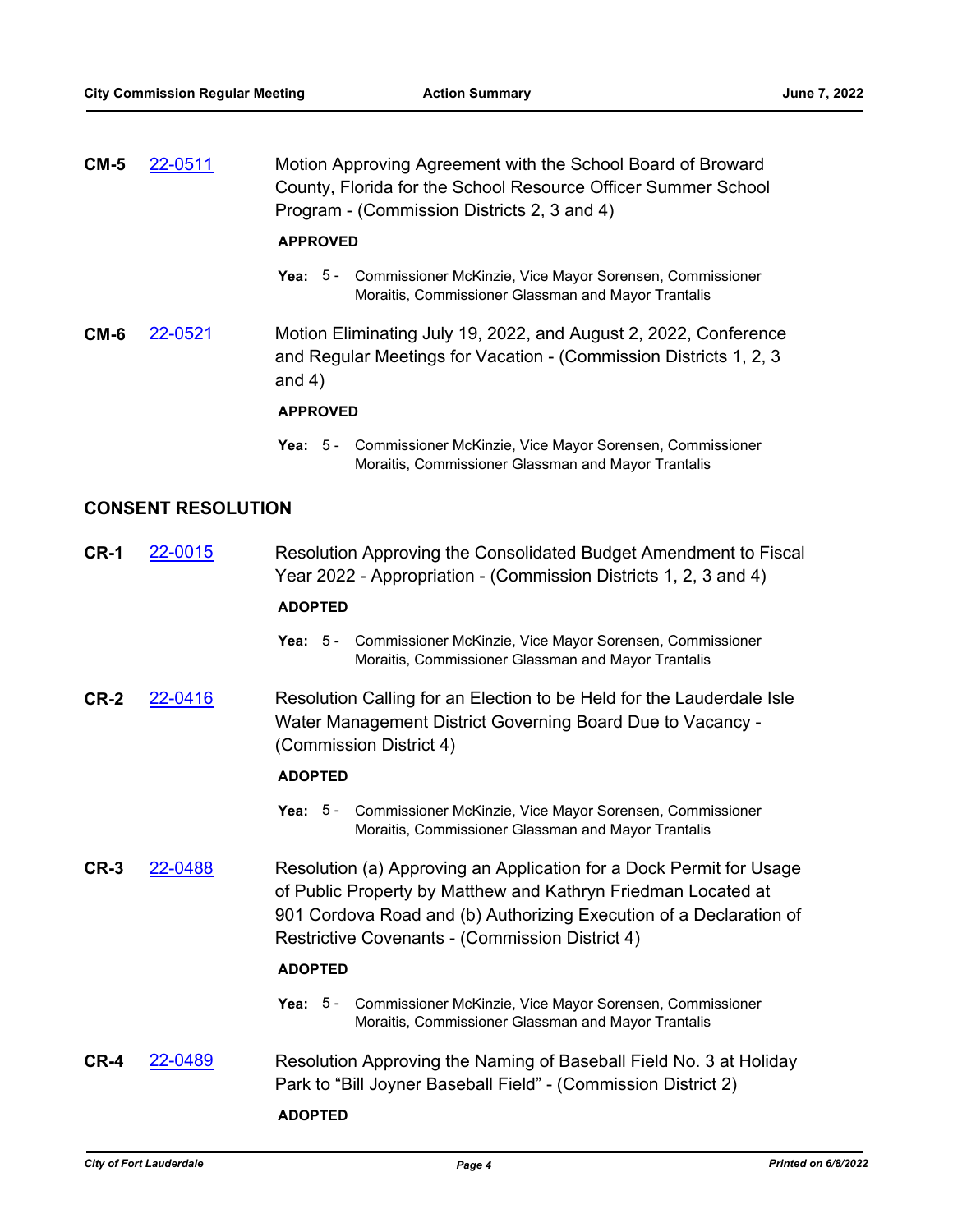**CM-5** 22-0511 Motion Approving Agreement with the School Board of Broward County, Florida for the School Resource Officer Summer School Program - (Commission Districts 2, 3 and 4)

**APPROVED**

**Yea:** 5 - Commissioner McKinzie, Vice Mayor Sorensen, Commissioner Moraitis, Commissioner Glassman and Mayor Trantalis

**CM-6** 22-0521 Motion Eliminating July 19, 2022, and August 2, 2022, Conference and Regular Meetings for Vacation - (Commission Districts 1, 2, 3 and 4)

**APPROVED**

**Yea:** 5 - Commissioner McKinzie, Vice Mayor Sorensen, Commissioner Moraitis, Commissioner Glassman and Mayor Trantalis

## CONSENT RESOLUTION

**CR-1** 22-0015 Resolution Approving the Consolidated Budget Amendment to Fiscal Year 2022 - Appropriation - (Commission Districts 1, 2, 3 and 4)

**ADOPTED**

**Yea:** 5 - Commissioner McKinzie, Vice Mayor Sorensen, Commissioner Moraitis, Commissioner Glassman and Mayor Trantalis

**CR-2** 22-0416 Resolution Calling for an Election to be Held for the Lauderdale Isle Water Management District Governing Board Due to Vacancy - (Commission District 4)

**ADOPTED**

**Yea:** 5 - Commissioner McKinzie, Vice Mayor Sorensen, Commissioner Moraitis, Commissioner Glassman and Mayor Trantalis

**CR-3** 22-0488 Resolution (a) Approving an Application for a Dock Permit for Usage of Public Property by Matthew and Kathryn Friedman Located at 901 Cordova Road and (b) Authorizing Execution of a Declaration of Restrictive Covenants - (Commission District 4)

**ADOPTED**

**Yea:** 5 - Commissioner McKinzie, Vice Mayor Sorensen, Commissioner Moraitis, Commissioner Glassman and Mayor Trantalis

**CR-4** 22-0489 Resolution Approving the Naming of Baseball Field No. 3 at Holiday Park to "Bill Joyner Baseball Field" - (Commission District 2)

**ADOPTED**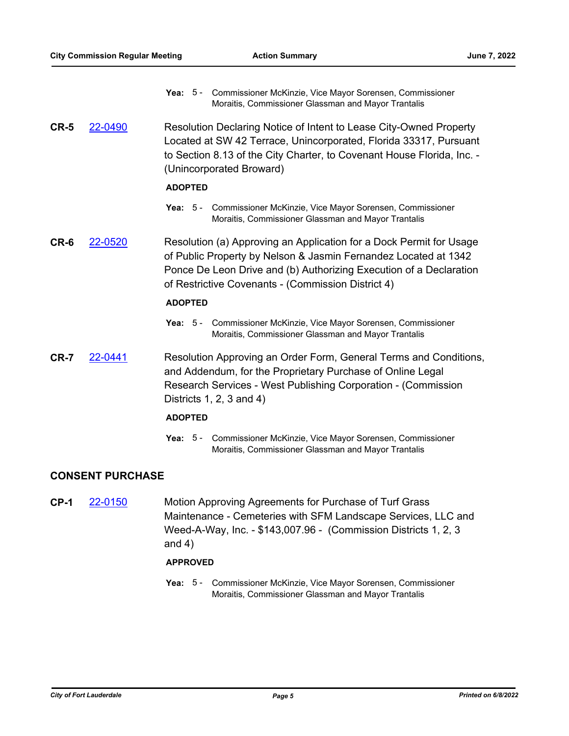**Yea:** 5 - Commissioner McKinzie, Vice Mayor Sorensen, Commissioner Moraitis, Commissioner Glassman and Mayor Trantalis

**CR-5** 22-0490 Resolution Declaring Notice of Intent to Lease City-Owned Property Located at SW 42 Terrace, Unincorporated, Florida 33317, Pursuant to Section 8.13 of the City Charter, to Covenant House Florida, Inc. - (Unincorporated Broward)

**ADOPTED**

**Yea:** 5 - Commissioner McKinzie, Vice Mayor Sorensen, Commissioner Moraitis, Commissioner Glassman and Mayor Trantalis

**CR-6** 22-0520 Resolution (a) Approving an Application for a Dock Permit for Usage of Public Property by Nelson & Jasmin Fernandez Located at 1342 Ponce De Leon Drive and (b) Authorizing Execution of a Declaration of Restrictive Covenants - (Commission District 4)

**ADOPTED**

**Yea:** 5 - Commissioner McKinzie, Vice Mayor Sorensen, Commissioner Moraitis, Commissioner Glassman and Mayor Trantalis

**CR-7** 22-0441 Resolution Approving an Order Form, General Terms and Conditions, and Addendum, for the Proprietary Purchase of Online Legal Research Services - West Publishing Corporation - (Commission Districts 1, 2, 3 and 4)

**ADOPTED**

**Yea:** 5 - Commissioner McKinzie, Vice Mayor Sorensen, Commissioner Moraitis, Commissioner Glassman and Mayor Trantalis

## CONSENT PURCHASE

**CP-1** 22-0150 Motion Approving Agreements for Purchase of Turf Grass Maintenance - Cemeteries with SFM Landscape Services, LLC and Weed-A-Way, Inc. - $143,007.96 - (Commission Districts 1, 2, 3 and 4)

**APPROVED**

**Yea:** 5 - Commissioner McKinzie, Vice Mayor Sorensen, Commissioner Moraitis, Commissioner Glassman and Mayor Trantalis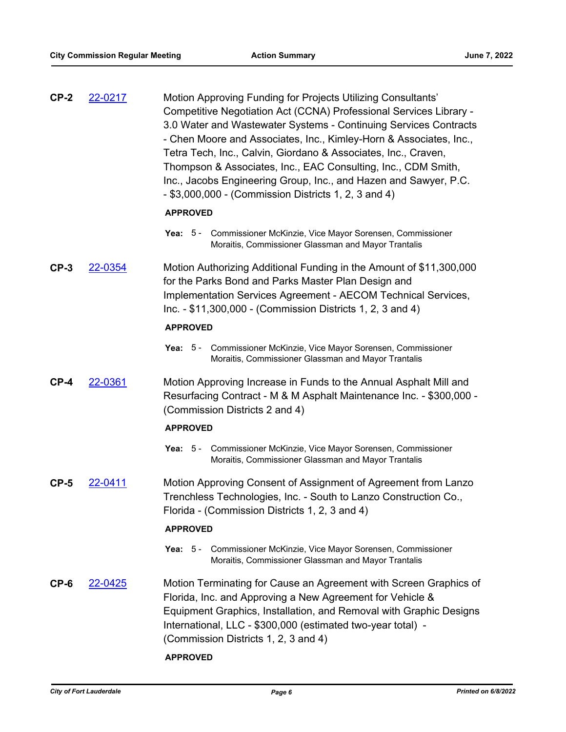**CP-2** 22-0217 Motion Approving Funding for Projects Utilizing Consultants' Competitive Negotiation Act (CCNA) Professional Services Library - 3.0 Water and Wastewater Systems - Continuing Services Contracts - Chen Moore and Associates, Inc., Kimley-Horn & Associates, Inc., Tetra Tech, Inc., Calvin, Giordano & Associates, Inc., Craven, Thompson & Associates, Inc., EAC Consulting, Inc., CDM Smith, Inc., Jacobs Engineering Group, Inc., and Hazen and Sawyer, P.C. - $3,000,000 - (Commission Districts 1, 2, 3 and 4)

**APPROVED**

**Yea:** 5 - Commissioner McKinzie, Vice Mayor Sorensen, Commissioner Moraitis, Commissioner Glassman and Mayor Trantalis

**CP-3** 22-0354 Motion Authorizing Additional Funding in the Amount of $11,300,000 for the Parks Bond and Parks Master Plan Design and Implementation Services Agreement - AECOM Technical Services, Inc. - $11,300,000 - (Commission Districts 1, 2, 3 and 4)

**APPROVED**

**Yea:** 5 - Commissioner McKinzie, Vice Mayor Sorensen, Commissioner Moraitis, Commissioner Glassman and Mayor Trantalis

**CP-4** 22-0361 Motion Approving Increase in Funds to the Annual Asphalt Mill and Resurfacing Contract - M & M Asphalt Maintenance Inc. - $300,000 - (Commission Districts 2 and 4)

**APPROVED**

**Yea:** 5 - Commissioner McKinzie, Vice Mayor Sorensen, Commissioner Moraitis, Commissioner Glassman and Mayor Trantalis

**CP-5** 22-0411 Motion Approving Consent of Assignment of Agreement from Lanzo Trenchless Technologies, Inc. - South to Lanzo Construction Co., Florida - (Commission Districts 1, 2, 3 and 4)

**APPROVED**

**Yea:** 5 - Commissioner McKinzie, Vice Mayor Sorensen, Commissioner Moraitis, Commissioner Glassman and Mayor Trantalis

**CP-6** 22-0425 Motion Terminating for Cause an Agreement with Screen Graphics of Florida, Inc. and Approving a New Agreement for Vehicle & Equipment Graphics, Installation, and Removal with Graphic Designs International, LLC - $300,000 (estimated two-year total) - (Commission Districts 1, 2, 3 and 4)

**APPROVED**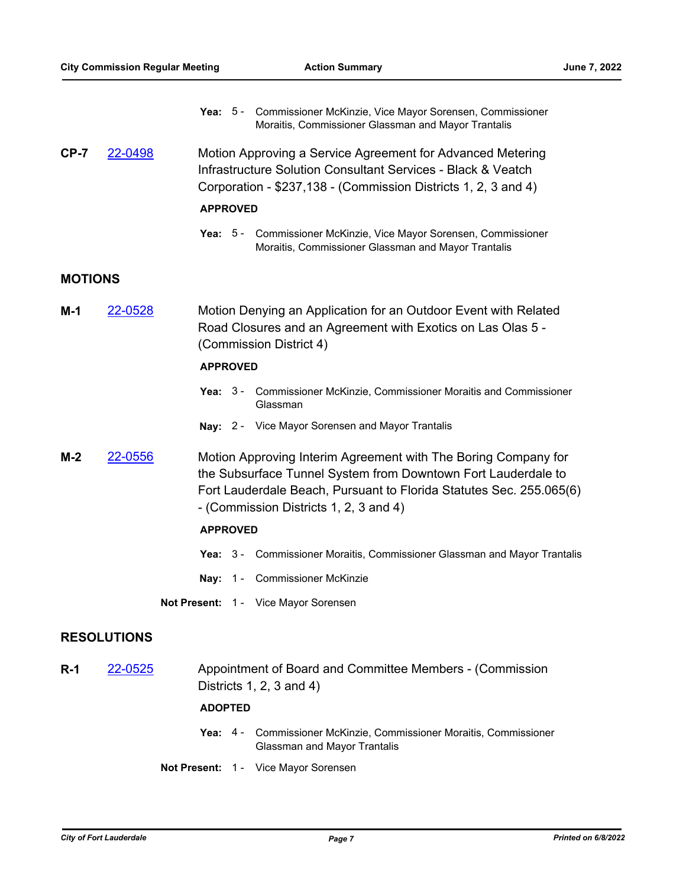**Yea:** 5 - Commissioner McKinzie, Vice Mayor Sorensen, Commissioner Moraitis, Commissioner Glassman and Mayor Trantalis

**CP-7** [22-0498](22-0498) Motion Approving a Service Agreement for Advanced Metering Infrastructure Solution Consultant Services - Black & Veatch Corporation - $237,138 - (Commission Districts 1, 2, 3 and 4)

**APPROVED**

**Yea:** 5 - Commissioner McKinzie, Vice Mayor Sorensen, Commissioner Moraitis, Commissioner Glassman and Mayor Trantalis

## MOTIONS

**M-1** [22-0528](22-0528) Motion Denying an Application for an Outdoor Event with Related Road Closures and an Agreement with Exotics on Las Olas 5 - (Commission District 4)

**APPROVED**

**Yea:** 3 - Commissioner McKinzie, Commissioner Moraitis and Commissioner Glassman

**Nay:** 2 - Vice Mayor Sorensen and Mayor Trantalis

**M-2** [22-0556](22-0556) Motion Approving Interim Agreement with The Boring Company for the Subsurface Tunnel System from Downtown Fort Lauderdale to Fort Lauderdale Beach, Pursuant to Florida Statutes Sec. 255.065(6) - (Commission Districts 1, 2, 3 and 4)

**APPROVED**

**Yea:** 3 - Commissioner Moraitis, Commissioner Glassman and Mayor Trantalis

**Nay:** 1 - Commissioner McKinzie

**Not Present:** 1 - Vice Mayor Sorensen

## RESOLUTIONS

**R-1** [22-0525](22-0525) Appointment of Board and Committee Members - (Commission Districts 1, 2, 3 and 4)

**ADOPTED**

**Yea:** 4 - Commissioner McKinzie, Commissioner Moraitis, Commissioner Glassman and Mayor Trantalis

**Not Present:** 1 - Vice Mayor Sorensen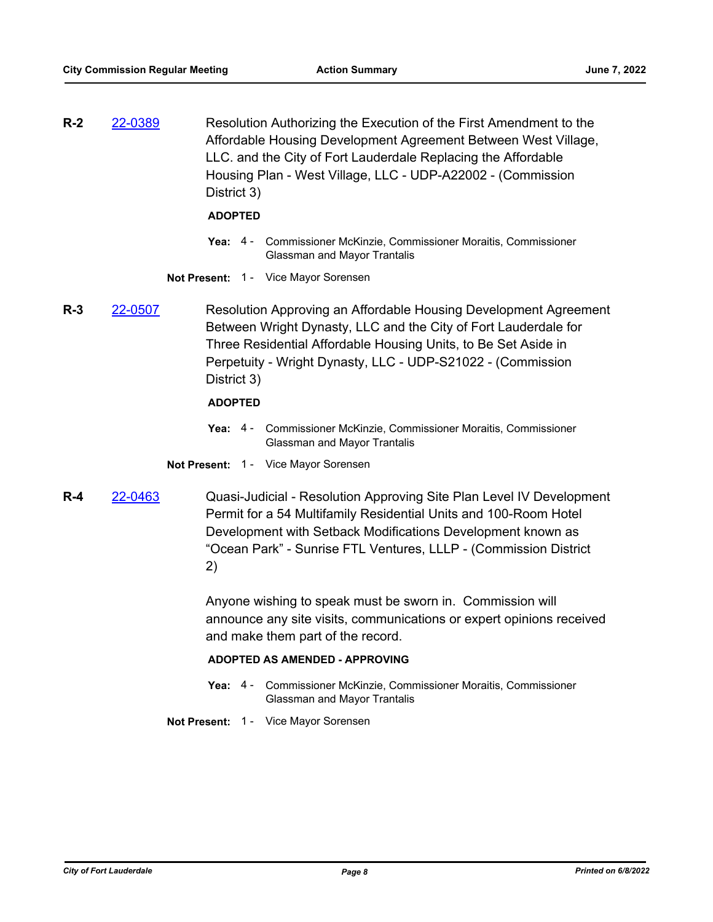**R-2** 22-0389 Resolution Authorizing the Execution of the First Amendment to the Affordable Housing Development Agreement Between West Village, LLC. and the City of Fort Lauderdale Replacing the Affordable Housing Plan - West Village, LLC - UDP-A22002 - (Commission District 3)

**ADOPTED**

**Yea:** 4 - Commissioner McKinzie, Commissioner Moraitis, Commissioner Glassman and Mayor Trantalis

**Not Present:** 1 - Vice Mayor Sorensen

**R-3** 22-0507 Resolution Approving an Affordable Housing Development Agreement Between Wright Dynasty, LLC and the City of Fort Lauderdale for Three Residential Affordable Housing Units, to Be Set Aside in Perpetuity - Wright Dynasty, LLC - UDP-S21022 - (Commission District 3)

**ADOPTED**

**Yea:** 4 - Commissioner McKinzie, Commissioner Moraitis, Commissioner Glassman and Mayor Trantalis

**Not Present:** 1 - Vice Mayor Sorensen

**R-4** 22-0463 Quasi-Judicial - Resolution Approving Site Plan Level IV Development Permit for a 54 Multifamily Residential Units and 100-Room Hotel Development with Setback Modifications Development known as "Ocean Park" - Sunrise FTL Ventures, LLLP - (Commission District 2)

Anyone wishing to speak must be sworn in. Commission will announce any site visits, communications or expert opinions received and make them part of the record.

**ADOPTED AS AMENDED - APPROVING**

**Yea:** 4 - Commissioner McKinzie, Commissioner Moraitis, Commissioner Glassman and Mayor Trantalis

**Not Present:** 1 - Vice Mayor Sorensen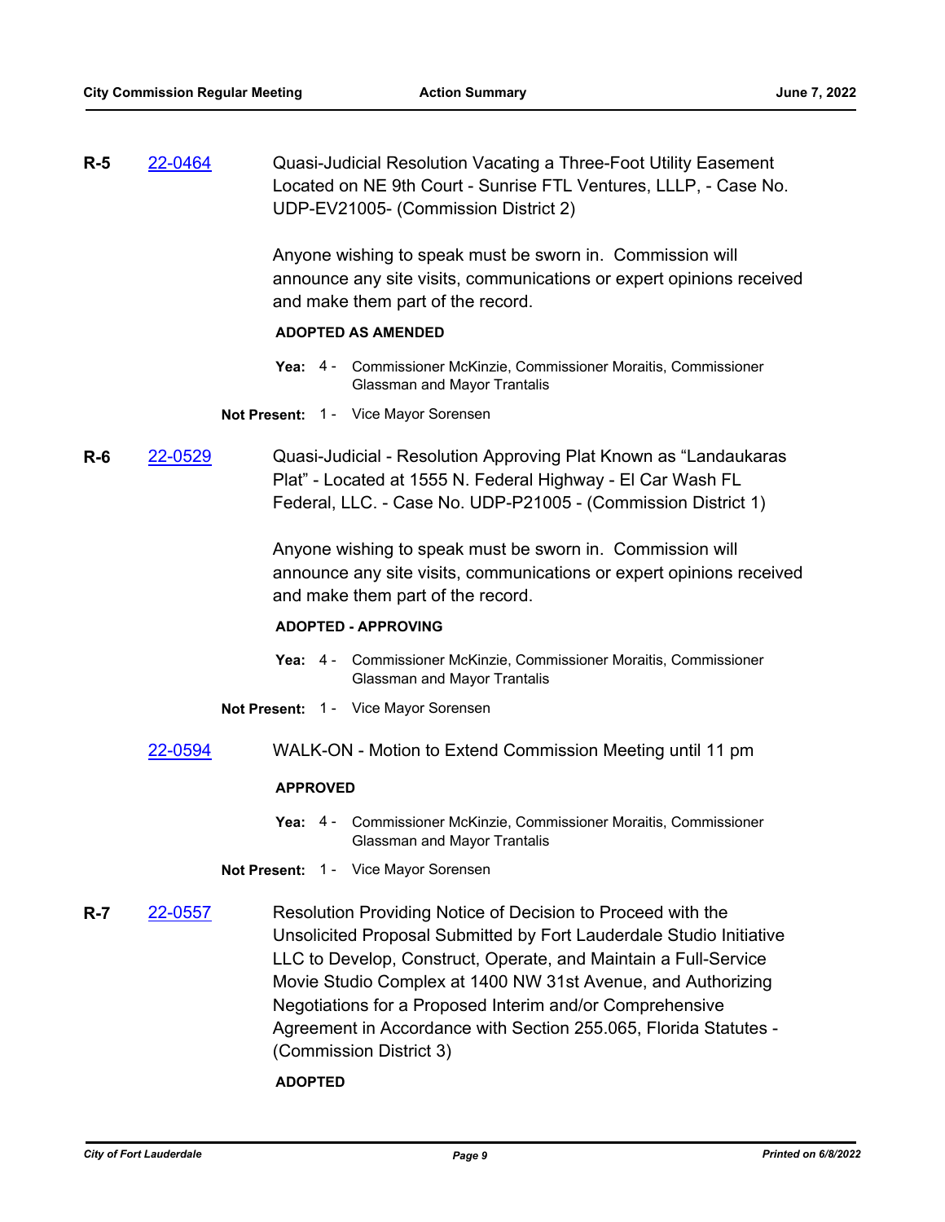**R-5** [22-0464](22-0464) Quasi-Judicial Resolution Vacating a Three-Foot Utility Easement Located on NE 9th Court - Sunrise FTL Ventures, LLLP, - Case No. UDP-EV21005- (Commission District 2)

Anyone wishing to speak must be sworn in. Commission will announce any site visits, communications or expert opinions received and make them part of the record.

**ADOPTED AS AMENDED**

**Yea:** 4 - Commissioner McKinzie, Commissioner Moraitis, Commissioner Glassman and Mayor Trantalis

**Not Present:** 1 - Vice Mayor Sorensen

**R-6** [22-0529](22-0529) Quasi-Judicial - Resolution Approving Plat Known as "Landaukaras Plat" - Located at 1555 N. Federal Highway - El Car Wash FL Federal, LLC. - Case No. UDP-P21005 - (Commission District 1)

Anyone wishing to speak must be sworn in. Commission will announce any site visits, communications or expert opinions received and make them part of the record.

**ADOPTED - APPROVING**

**Yea:** 4 - Commissioner McKinzie, Commissioner Moraitis, Commissioner Glassman and Mayor Trantalis

**Not Present:** 1 - Vice Mayor Sorensen

[22-0594](22-0594) WALK-ON - Motion to Extend Commission Meeting until 11 pm

**APPROVED**

**Yea:** 4 - Commissioner McKinzie, Commissioner Moraitis, Commissioner Glassman and Mayor Trantalis

**Not Present:** 1 - Vice Mayor Sorensen

**R-7** [22-0557](22-0557) Resolution Providing Notice of Decision to Proceed with the Unsolicited Proposal Submitted by Fort Lauderdale Studio Initiative LLC to Develop, Construct, Operate, and Maintain a Full-Service Movie Studio Complex at 1400 NW 31st Avenue, and Authorizing Negotiations for a Proposed Interim and/or Comprehensive Agreement in Accordance with Section 255.065, Florida Statutes - (Commission District 3)

**ADOPTED**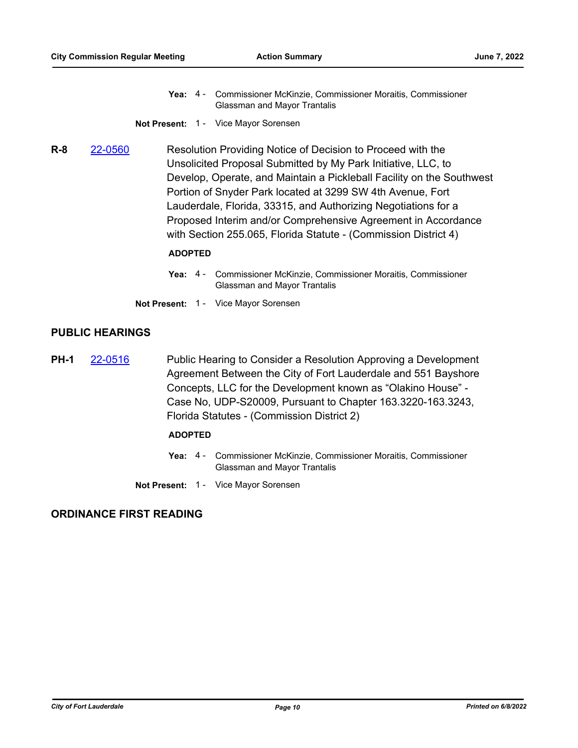**Yea:** 4 - Commissioner McKinzie, Commissioner Moraitis, Commissioner Glassman and Mayor Trantalis

**Not Present:** 1 - Vice Mayor Sorensen

**R-8** [22-0560](22-0560)

Resolution Providing Notice of Decision to Proceed with the Unsolicited Proposal Submitted by My Park Initiative, LLC, to Develop, Operate, and Maintain a Pickleball Facility on the Southwest Portion of Snyder Park located at 3299 SW 4th Avenue, Fort Lauderdale, Florida, 33315, and Authorizing Negotiations for a Proposed Interim and/or Comprehensive Agreement in Accordance with Section 255.065, Florida Statute - (Commission District 4)

**ADOPTED**

**Yea:** 4 - Commissioner McKinzie, Commissioner Moraitis, Commissioner Glassman and Mayor Trantalis

**Not Present:** 1 - Vice Mayor Sorensen

## PUBLIC HEARINGS

**PH-1** [22-0516](22-0516)

Public Hearing to Consider a Resolution Approving a Development Agreement Between the City of Fort Lauderdale and 551 Bayshore Concepts, LLC for the Development known as "Olakino House" - Case No, UDP-S20009, Pursuant to Chapter 163.3220-163.3243, Florida Statutes - (Commission District 2)

**ADOPTED**

**Yea:** 4 - Commissioner McKinzie, Commissioner Moraitis, Commissioner Glassman and Mayor Trantalis

**Not Present:** 1 - Vice Mayor Sorensen

## ORDINANCE FIRST READING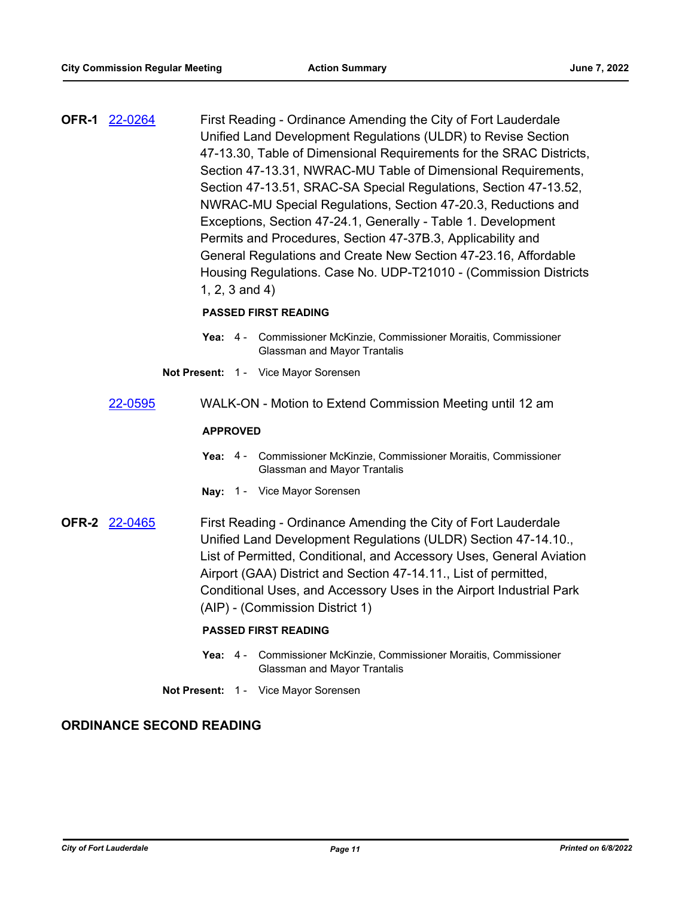**OFR-1** 22-0264 First Reading - Ordinance Amending the City of Fort Lauderdale Unified Land Development Regulations (ULDR) to Revise Section 47-13.30, Table of Dimensional Requirements for the SRAC Districts, Section 47-13.31, NWRAC-MU Table of Dimensional Requirements, Section 47-13.51, SRAC-SA Special Regulations, Section 47-13.52, NWRAC-MU Special Regulations, Section 47-20.3, Reductions and Exceptions, Section 47-24.1, Generally - Table 1. Development Permits and Procedures, Section 47-37B.3, Applicability and General Regulations and Create New Section 47-23.16, Affordable Housing Regulations. Case No. UDP-T21010 - (Commission Districts 1, 2, 3 and 4)

**PASSED FIRST READING**

**Yea:** 4 - Commissioner McKinzie, Commissioner Moraitis, Commissioner Glassman and Mayor Trantalis

**Not Present:** 1 - Vice Mayor Sorensen

22-0595 WALK-ON - Motion to Extend Commission Meeting until 12 am

**APPROVED**

**Yea:** 4 - Commissioner McKinzie, Commissioner Moraitis, Commissioner Glassman and Mayor Trantalis

**Nay:** 1 - Vice Mayor Sorensen

**OFR-2** 22-0465 First Reading - Ordinance Amending the City of Fort Lauderdale Unified Land Development Regulations (ULDR) Section 47-14.10., List of Permitted, Conditional, and Accessory Uses, General Aviation Airport (GAA) District and Section 47-14.11., List of permitted, Conditional Uses, and Accessory Uses in the Airport Industrial Park (AIP) - (Commission District 1)

**PASSED FIRST READING**

**Yea:** 4 - Commissioner McKinzie, Commissioner Moraitis, Commissioner Glassman and Mayor Trantalis

**Not Present:** 1 - Vice Mayor Sorensen

## ORDINANCE SECOND READING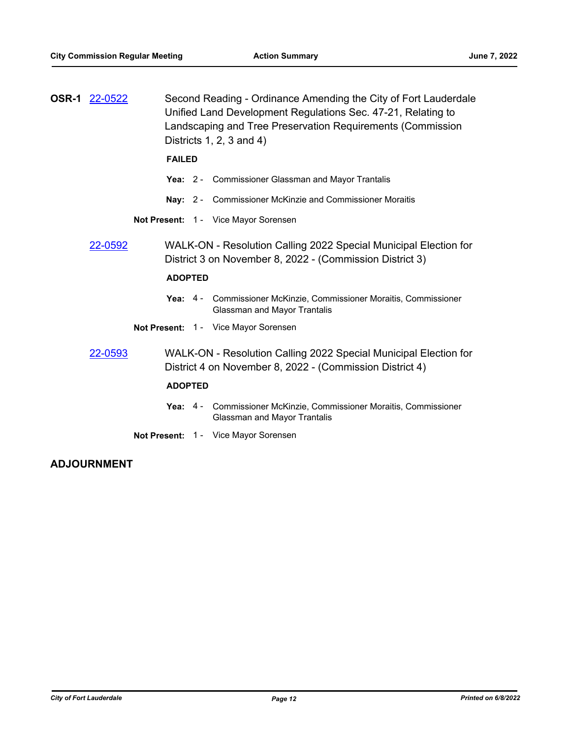**OSR-1** 22-0522 Second Reading - Ordinance Amending the City of Fort Lauderdale Unified Land Development Regulations Sec. 47-21, Relating to Landscaping and Tree Preservation Requirements (Commission Districts 1, 2, 3 and 4)

**FAILED**

**Yea:** 2 - Commissioner Glassman and Mayor Trantalis

**Nay:** 2 - Commissioner McKinzie and Commissioner Moraitis

**Not Present:** 1 - Vice Mayor Sorensen

22-0592 WALK-ON - Resolution Calling 2022 Special Municipal Election for District 3 on November 8, 2022 - (Commission District 3)

**ADOPTED**

**Yea:** 4 - Commissioner McKinzie, Commissioner Moraitis, Commissioner Glassman and Mayor Trantalis

**Not Present:** 1 - Vice Mayor Sorensen

22-0593 WALK-ON - Resolution Calling 2022 Special Municipal Election for District 4 on November 8, 2022 - (Commission District 4)

**ADOPTED**

**Yea:** 4 - Commissioner McKinzie, Commissioner Moraitis, Commissioner Glassman and Mayor Trantalis

**Not Present:** 1 - Vice Mayor Sorensen

## ADJOURNMENT